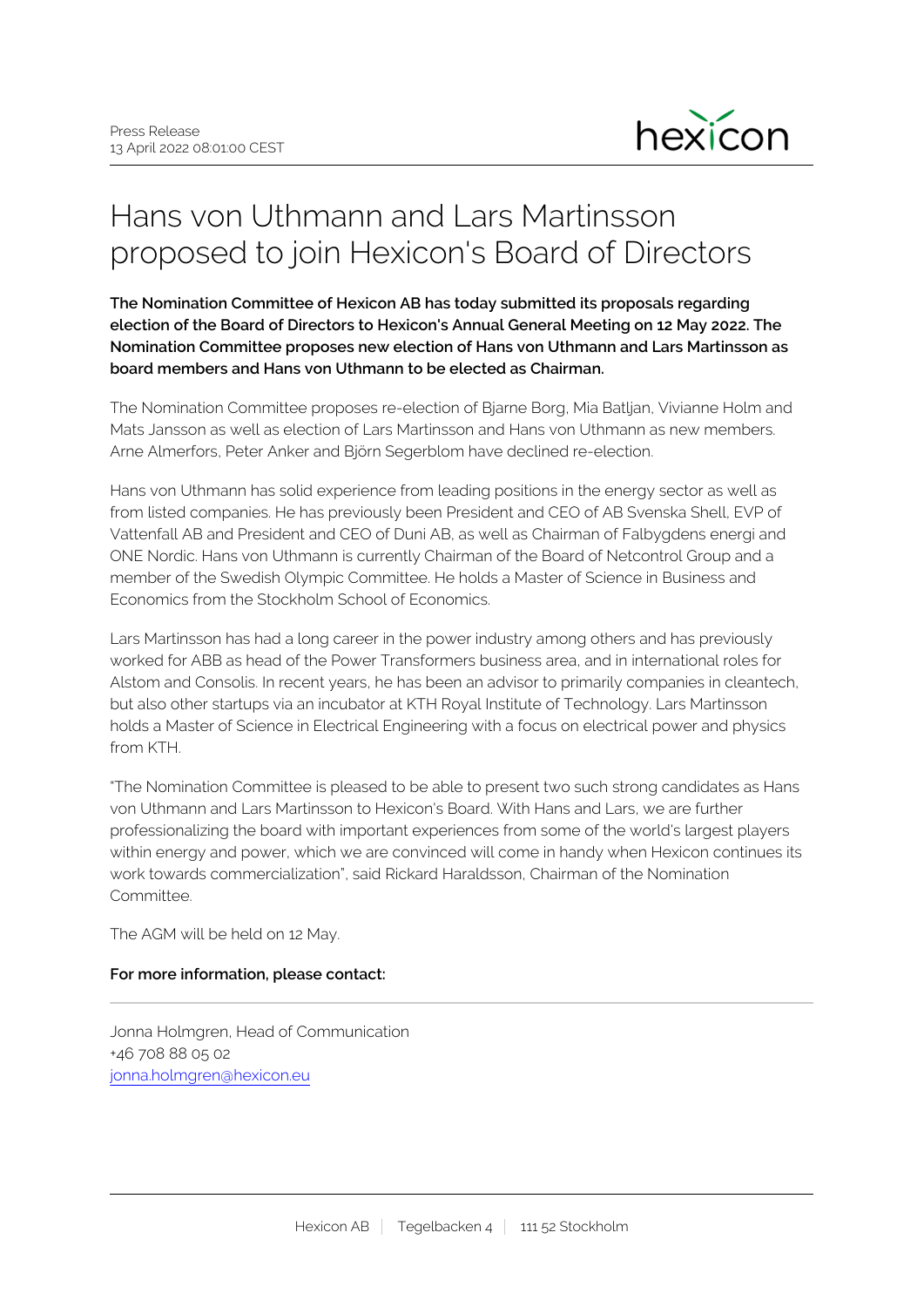Press Release
13 April 2022 08:01:00 CEST

# Hans von Uthmann and Lars Martinsson proposed to join Hexicon's Board of Directors

**The Nomination Committee of Hexicon AB has today submitted its proposals regarding election of the Board of Directors to Hexicon's Annual General Meeting on 12 May 2022. The Nomination Committee proposes new election of Hans von Uthmann and Lars Martinsson as board members and Hans von Uthmann to be elected as Chairman.**

The Nomination Committee proposes re-election of Bjarne Borg, Mia Batljan, Vivianne Holm and Mats Jansson as well as election of Lars Martinsson and Hans von Uthmann as new members. Arne Almerfors, Peter Anker and Björn Segerblom have declined re-election.

Hans von Uthmann has solid experience from leading positions in the energy sector as well as from listed companies. He has previously been President and CEO of AB Svenska Shell, EVP of Vattenfall AB and President and CEO of Duni AB, as well as Chairman of Falbygdens energi and ONE Nordic. Hans von Uthmann is currently Chairman of the Board of Netcontrol Group and a member of the Swedish Olympic Committee. He holds a Master of Science in Business and Economics from the Stockholm School of Economics.

Lars Martinsson has had a long career in the power industry among others and has previously worked for ABB as head of the Power Transformers business area, and in international roles for Alstom and Consolis. In recent years, he has been an advisor to primarily companies in cleantech, but also other startups via an incubator at KTH Royal Institute of Technology. Lars Martinsson holds a Master of Science in Electrical Engineering with a focus on electrical power and physics from KTH.

"The Nomination Committee is pleased to be able to present two such strong candidates as Hans von Uthmann and Lars Martinsson to Hexicon's Board. With Hans and Lars, we are further professionalizing the board with important experiences from some of the world's largest players within energy and power, which we are convinced will come in handy when Hexicon continues its work towards commercialization", said Rickard Haraldsson, Chairman of the Nomination Committee.

The AGM will be held on 12 May.

**For more information, please contact:**

Jonna Holmgren, Head of Communication
+46 708 88 05 02
jonna.holmgren@hexicon.eu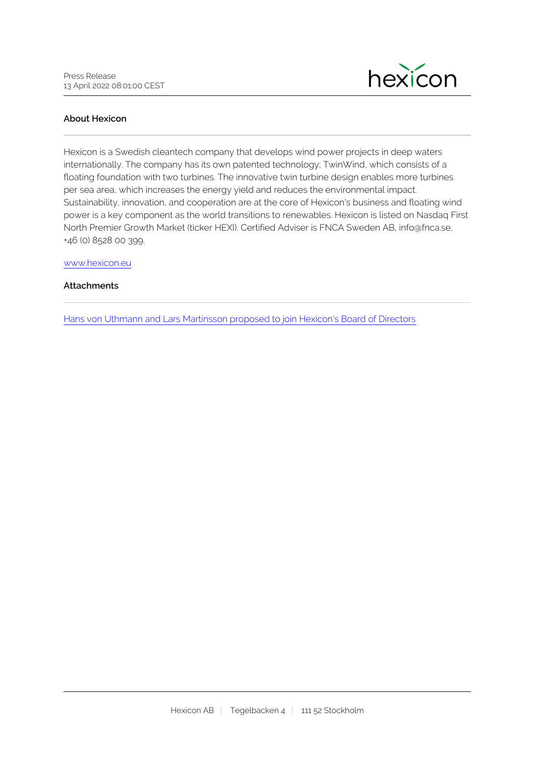### About Hexicon

Hexicon is a Swedish cleantech company that develops wind power projects in deep waters internationally. The company has its own patented technology; TwinWind, which consists of a floating foundation with two turbines. The innovative twin turbine design enables more turbines per sea area, which increases the energy yield and reduces the environmental impact. Sustainability, innovation, and cooperation are at the core of Hexicon's business and floating wind power is a key component as the world transitions to renewables. Hexicon is listed on Nasdaq First North Premier Growth Market (ticker HEXI). Certified Adviser is FNCA Sweden AB, info@fnca.se, +46 (0) 8528 00 399.

www.hexicon.eu

### Attachments

Hans von Uthmann and Lars Martinsson proposed to join Hexicon's Board of Directors